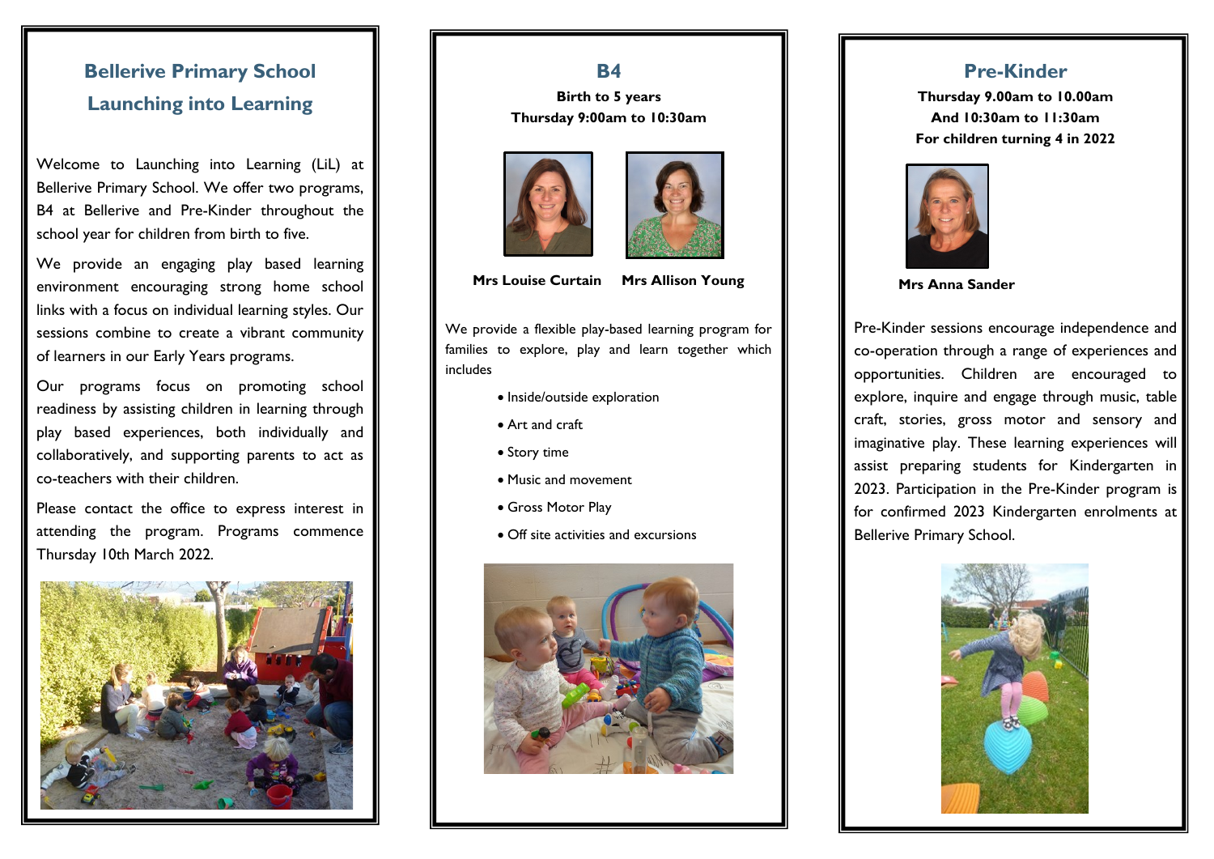# Bellerive Primary School

# Launching into Learning

Welcome to Launching into Learning (LiL) at Bellerive Primary School. We offer two programs, B4 at Bellerive and Pre-Kinder throughout the school year for children from birth to five.

We provide an engaging play based learning environment encouraging strong home school links with a focus on individual learning styles. Our sessions combine to create a vibrant community of learners in our Early Years programs.

Our programs focus on promoting school readiness by assisting children in learning through play based experiences, both individually and collaboratively, and supporting parents to act as co-teachers with their children.

Please contact the office to express interest in attending the program. Programs commence Thursday 10th March 2022.

## B4

**Birth to 5 years**

**Thursday 9:00am to 10:30am**

**Mrs Louise Curtain** **Mrs Allison Young**

We provide a flexible play-based learning program for families to explore, play and learn together which includes

- Inside/outside exploration
- Art and craft
- Story time
- Music and movement
- Gross Motor Play
- Off site activities and excursions

## Pre-Kinder

**Thursday 9.00am to 10.00am**

**And 10:30am to 11:30am**

**For children turning 4 in 2022**

**Mrs Anna Sander**

Pre-Kinder sessions encourage independence and co-operation through a range of experiences and opportunities. Children are encouraged to explore, inquire and engage through music, table craft, stories, gross motor and sensory and imaginative play. These learning experiences will assist preparing students for Kindergarten in 2023. Participation in the Pre-Kinder program is for confirmed 2023 Kindergarten enrolments at Bellerive Primary School.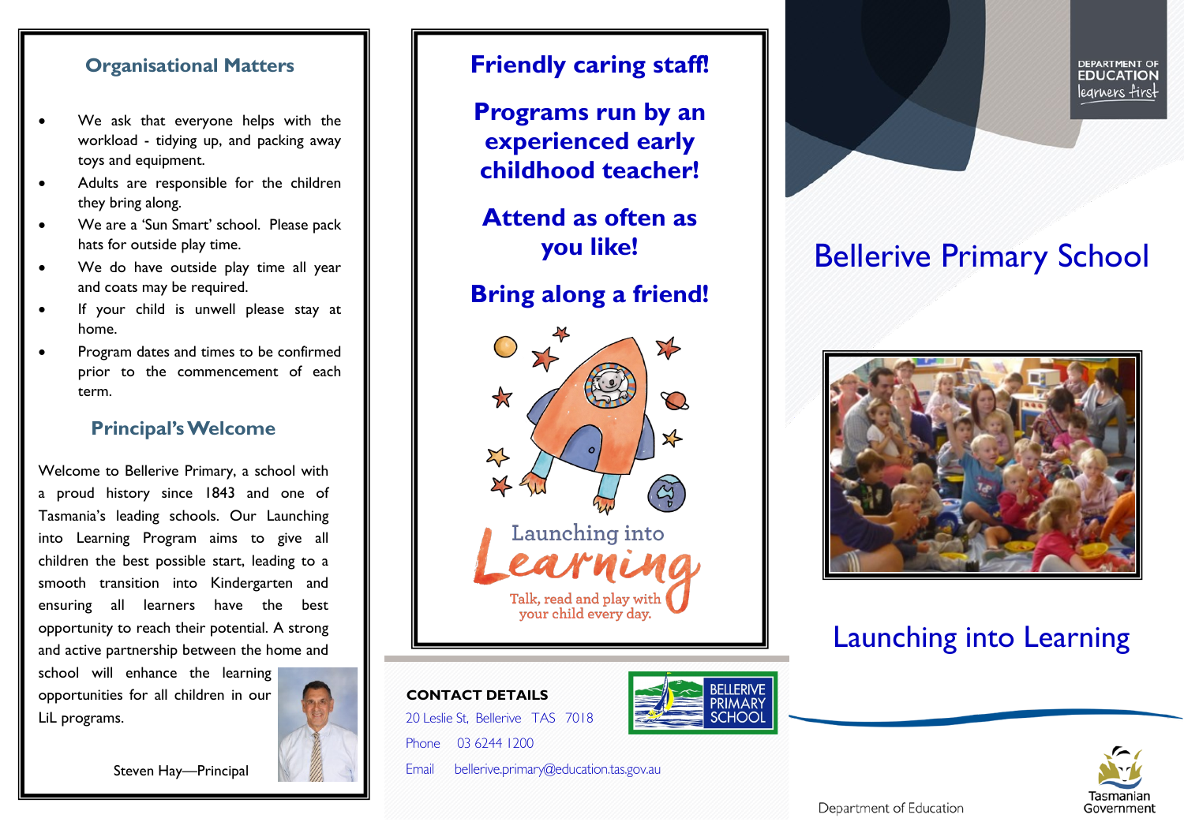## Organisational Matters

- We ask that everyone helps with the workload - tidying up, and packing away toys and equipment.
- Adults are responsible for the children they bring along.
- We are a 'Sun Smart' school. Please pack hats for outside play time.
- We do have outside play time all year and coats may be required.
- If your child is unwell please stay at home.
- Program dates and times to be confirmed prior to the commencement of each term.

## Principal's Welcome

Welcome to Bellerive Primary, a school with a proud history since 1843 and one of Tasmania's leading schools. Our Launching into Learning Program aims to give all children the best possible start, leading to a smooth transition into Kindergarten and ensuring all learners have the best opportunity to reach their potential. A strong and active partnership between the home and school will enhance the learning opportunities for all children in our LiL programs.

Steven Hay—Principal

**Friendly caring staff!**

**Programs run by an experienced early childhood teacher!**

**Attend as often as you like!**

**Bring along a friend!**

Launching into Learning

Talk, read and play with your child every day.

**CONTACT DETAILS**

20 Leslie St, Bellerive TAS 7018

Phone 03 6244 1200

Email bellerive.primary@education.tas.gov.au

BELLERIVE PRIMARY SCHOOL

DEPARTMENT OF EDUCATION learners first

# Bellerive Primary School

## Launching into Learning

Department of Education

Tasmanian Government